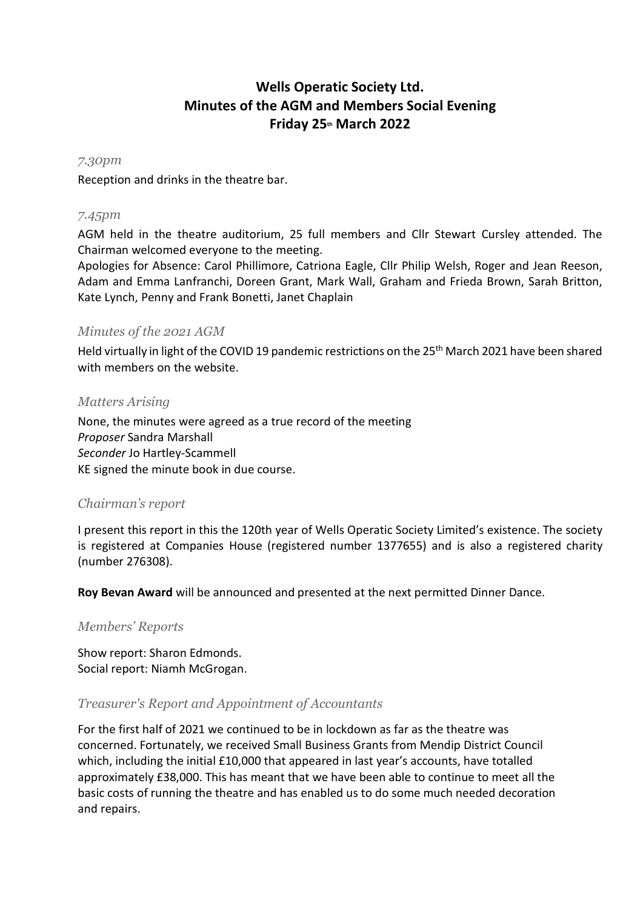# Wells Operatic Society Ltd.
# Minutes of the AGM and Members Social Evening
# Friday 25th March 2022

### *7.30pm*

Reception and drinks in the theatre bar.

### *7.45pm*

AGM held in the theatre auditorium, 25 full members and Cllr Stewart Cursley attended. The Chairman welcomed everyone to the meeting.

Apologies for Absence: Carol Phillimore, Catriona Eagle, Cllr Philip Welsh, Roger and Jean Reeson, Adam and Emma Lanfranchi, Doreen Grant, Mark Wall, Graham and Frieda Brown, Sarah Britton, Kate Lynch, Penny and Frank Bonetti, Janet Chaplain

### *Minutes of the 2021 AGM*

Held virtually in light of the COVID 19 pandemic restrictions on the 25th March 2021 have been shared with members on the website.

### *Matters Arising*

None, the minutes were agreed as a true record of the meeting
*Proposer* Sandra Marshall
*Seconder* Jo Hartley-Scammell
KE signed the minute book in due course.

### *Chairman's report*

I present this report in this the 120th year of Wells Operatic Society Limited's existence. The society is registered at Companies House (registered number 1377655) and is also a registered charity (number 276308).

**Roy Bevan Award** will be announced and presented at the next permitted Dinner Dance.

### *Members' Reports*

Show report: Sharon Edmonds.
Social report: Niamh McGrogan.

### *Treasurer's Report and Appointment of Accountants*

For the first half of 2021 we continued to be in lockdown as far as the theatre was concerned. Fortunately, we received Small Business Grants from Mendip District Council which, including the initial £10,000 that appeared in last year's accounts, have totalled approximately £38,000. This has meant that we have been able to continue to meet all the basic costs of running the theatre and has enabled us to do some much needed decoration and repairs.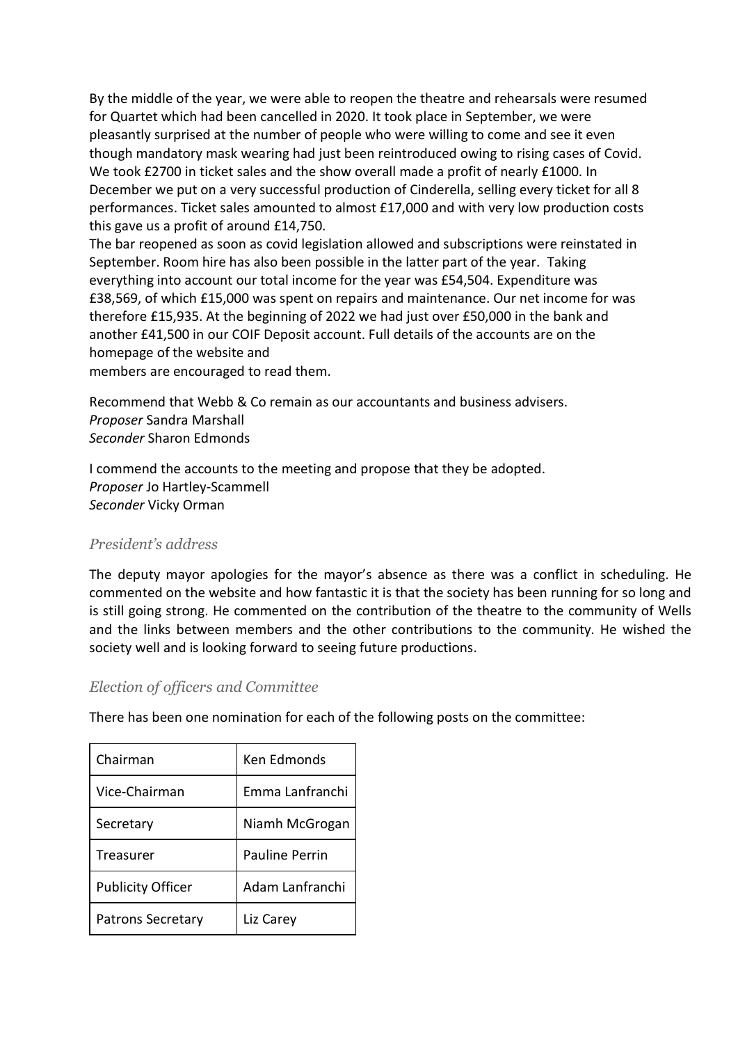By the middle of the year, we were able to reopen the theatre and rehearsals were resumed for Quartet which had been cancelled in 2020. It took place in September, we were pleasantly surprised at the number of people who were willing to come and see it even though mandatory mask wearing had just been reintroduced owing to rising cases of Covid. We took £2700 in ticket sales and the show overall made a profit of nearly £1000. In December we put on a very successful production of Cinderella, selling every ticket for all 8 performances. Ticket sales amounted to almost £17,000 and with very low production costs this gave us a profit of around £14,750.
The bar reopened as soon as covid legislation allowed and subscriptions were reinstated in September. Room hire has also been possible in the latter part of the year. Taking everything into account our total income for the year was £54,504. Expenditure was £38,569, of which £15,000 was spent on repairs and maintenance. Our net income for was therefore £15,935. At the beginning of 2022 we had just over £50,000 in the bank and another £41,500 in our COIF Deposit account. Full details of the accounts are on the homepage of the website and
members are encouraged to read them.

Recommend that Webb & Co remain as our accountants and business advisers.
*Proposer* Sandra Marshall
*Seconder* Sharon Edmonds

I commend the accounts to the meeting and propose that they be adopted.
*Proposer* Jo Hartley-Scammell
*Seconder* Vicky Orman

### *President's address*

The deputy mayor apologies for the mayor's absence as there was a conflict in scheduling. He commented on the website and how fantastic it is that the society has been running for so long and is still going strong. He commented on the contribution of the theatre to the community of Wells and the links between members and the other contributions to the community. He wished the society well and is looking forward to seeing future productions.

### *Election of officers and Committee*

There has been one nomination for each of the following posts on the committee:

| | |
|---|---|
| Chairman | Ken Edmonds |
| Vice-Chairman | Emma Lanfranchi |
| Secretary | Niamh McGrogan |
| Treasurer | Pauline Perrin |
| Publicity Officer | Adam Lanfranchi |
| Patrons Secretary | Liz Carey |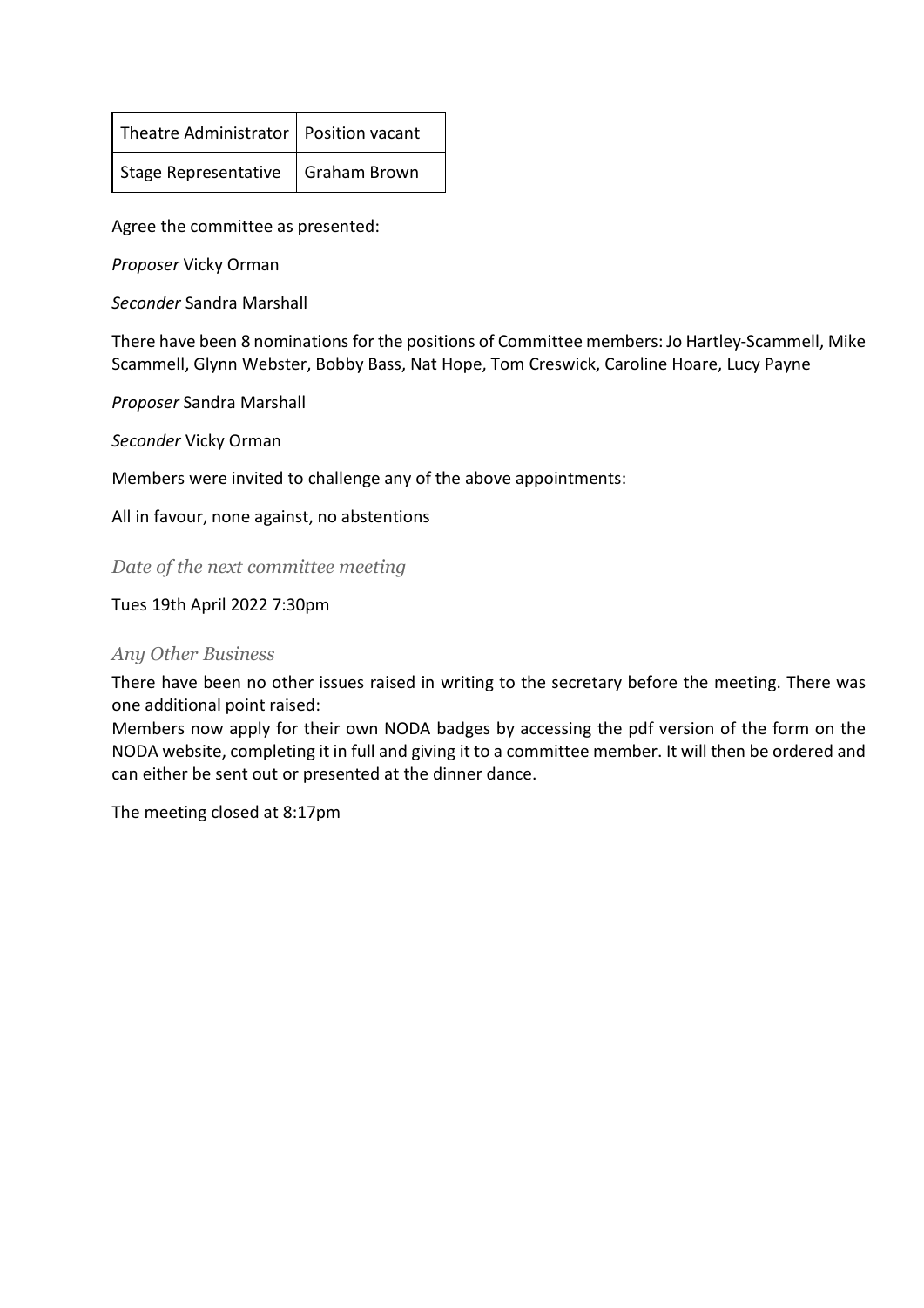| | |
|---|---|
| Theatre Administrator | Position vacant |
| Stage Representative | Graham Brown |

Agree the committee as presented:

*Proposer* Vicky Orman

*Seconder* Sandra Marshall

There have been 8 nominations for the positions of Committee members: Jo Hartley-Scammell, Mike Scammell, Glynn Webster, Bobby Bass, Nat Hope, Tom Creswick, Caroline Hoare, Lucy Payne

*Proposer* Sandra Marshall

*Seconder* Vicky Orman

Members were invited to challenge any of the above appointments:

All in favour, none against, no abstentions

### *Date of the next committee meeting*

Tues 19th April 2022 7:30pm

### *Any Other Business*

There have been no other issues raised in writing to the secretary before the meeting. There was one additional point raised:

Members now apply for their own NODA badges by accessing the pdf version of the form on the NODA website, completing it in full and giving it to a committee member. It will then be ordered and can either be sent out or presented at the dinner dance.

The meeting closed at 8:17pm